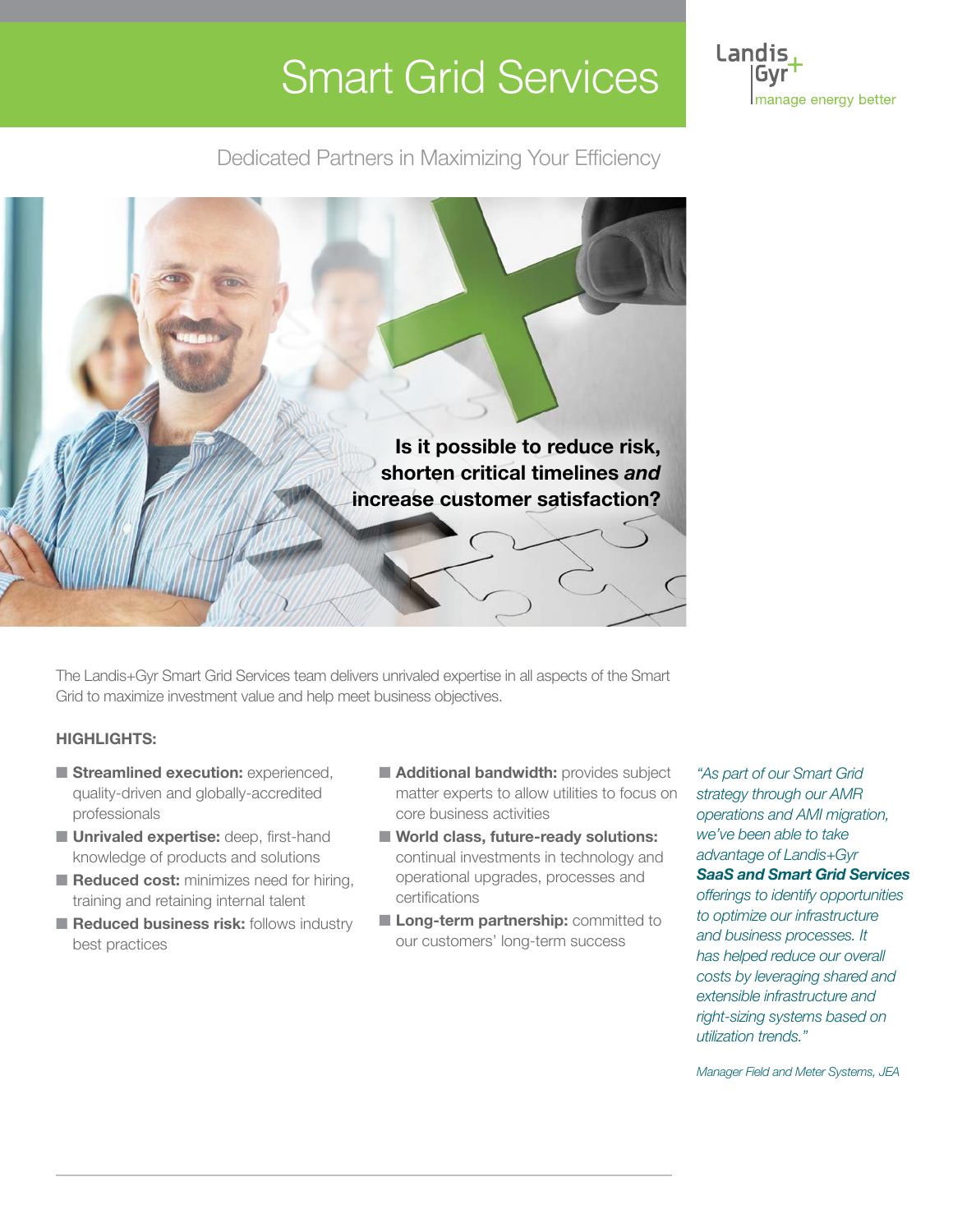# Smart Grid Services

Landis+Gyr manage energy better

## Dedicated Partners in Maximizing Your Efficiency

**Is it possible to reduce risk, shorten critical timelines *and* increase customer satisfaction?**

The Landis+Gyr Smart Grid Services team delivers unrivaled expertise in all aspects of the Smart Grid to maximize investment value and help meet business objectives.

**HIGHLIGHTS:**

- **Streamlined execution:** experienced, quality-driven and globally-accredited professionals
- **Unrivaled expertise:** deep, first-hand knowledge of products and solutions
- **Reduced cost:** minimizes need for hiring, training and retaining internal talent
- **Reduced business risk:** follows industry best practices
- **Additional bandwidth:** provides subject matter experts to allow utilities to focus on core business activities
- **World class, future-ready solutions:** continual investments in technology and operational upgrades, processes and certifications
- **Long-term partnership:** committed to our customers' long-term success

*"As part of our Smart Grid strategy through our AMR operations and AMI migration, we've been able to take advantage of Landis+Gyr* ***SaaS and Smart Grid Services*** *offerings to identify opportunities to optimize our infrastructure and business processes. It has helped reduce our overall costs by leveraging shared and extensible infrastructure and right-sizing systems based on utilization trends."*

*Manager Field and Meter Systems, JEA*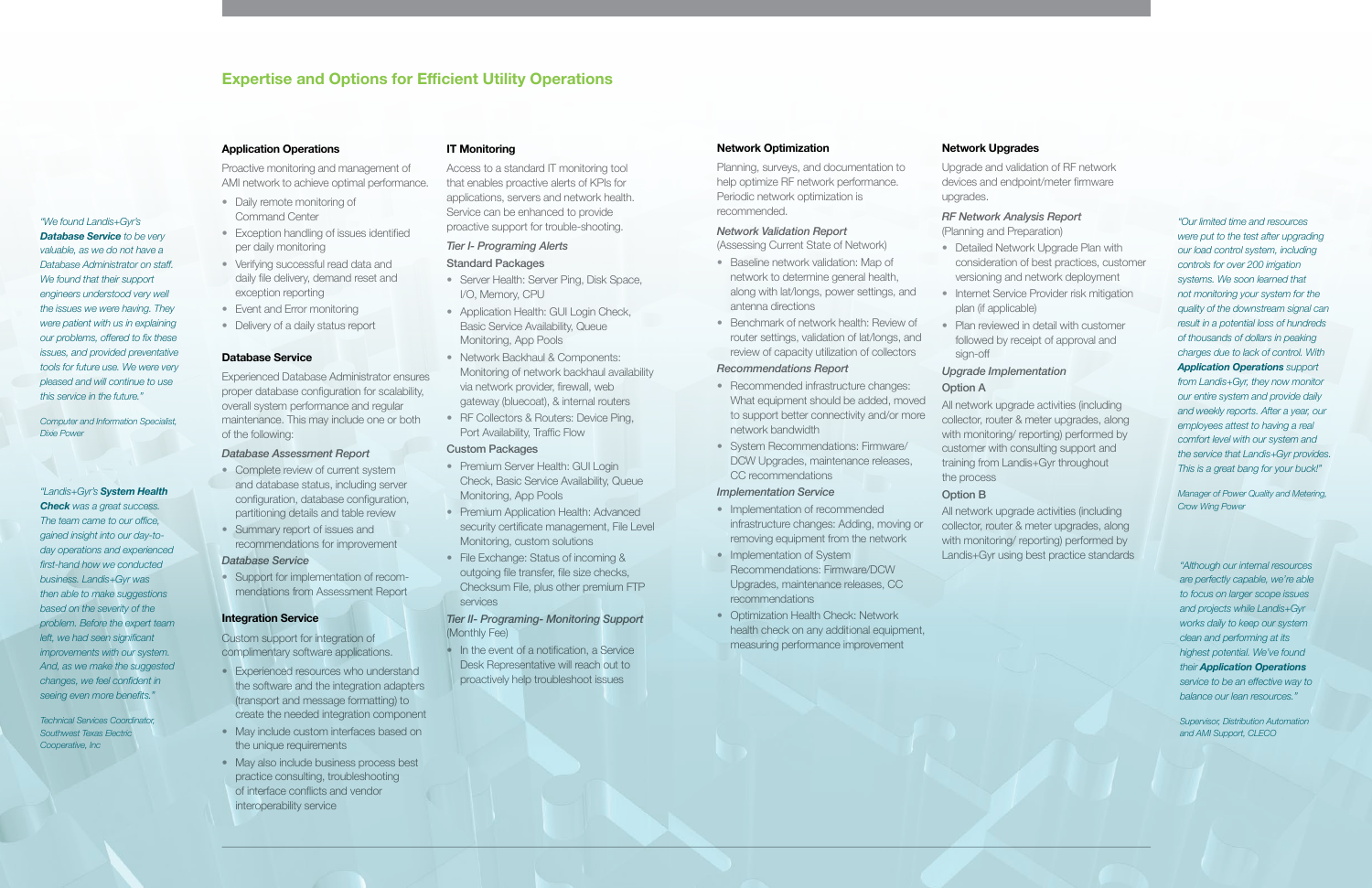## Expertise and Options for Efficient Utility Operations

*"We found Landis+Gyr's **Database Service** to be very valuable, as we do not have a Database Administrator on staff. We found that their support engineers understood very well the issues we were having. They were patient with us in explaining our problems, offered to fix these issues, and provided preventative tools for future use. We were very pleased and will continue to use this service in the future."*

*Computer and Information Specialist, Dixie Power*

*"Landis+Gyr's **System Health Check** was a great success. The team came to our office, gained insight into our day-to-day operations and experienced first-hand how we conducted business. Landis+Gyr was then able to make suggestions based on the severity of the problem. Before the expert team left, we had seen significant improvements with our system. And, as we make the suggested changes, we feel confident in seeing even more benefits."*

*Technical Services Coordinator, Southwest Texas Electric Cooperative, Inc*

### Application Operations

Proactive monitoring and management of AMI network to achieve optimal performance.

- Daily remote monitoring of Command Center
- Exception handling of issues identified per daily monitoring
- Verifying successful read data and daily file delivery, demand reset and exception reporting
- Event and Error monitoring
- Delivery of a daily status report

### Database Service

Experienced Database Administrator ensures proper database configuration for scalability, overall system performance and regular maintenance. This may include one or both of the following:

*Database Assessment Report*

- Complete review of current system and database status, including server configuration, database configuration, partitioning details and table review
- Summary report of issues and recommendations for improvement

*Database Service*

- Support for implementation of recommendations from Assessment Report

### Integration Service

Custom support for integration of complimentary software applications.

- Experienced resources who understand the software and the integration adapters (transport and message formatting) to create the needed integration component
- May include custom interfaces based on the unique requirements
- May also include business process best practice consulting, troubleshooting of interface conflicts and vendor interoperability service

### IT Monitoring

Access to a standard IT monitoring tool that enables proactive alerts of KPIs for applications, servers and network health. Service can be enhanced to provide proactive support for trouble-shooting.

*Tier I- Programing Alerts*

Standard Packages

- Server Health: Server Ping, Disk Space, I/O, Memory, CPU
- Application Health: GUI Login Check, Basic Service Availability, Queue Monitoring, App Pools
- Network Backhaul & Components: Monitoring of network backhaul availability via network provider, firewall, web gateway (bluecoat), & internal routers
- RF Collectors & Routers: Device Ping, Port Availability, Traffic Flow

Custom Packages

- Premium Server Health: GUI Login Check, Basic Service Availability, Queue Monitoring, App Pools
- Premium Application Health: Advanced security certificate management, File Level Monitoring, custom solutions
- File Exchange: Status of incoming & outgoing file transfer, file size checks, Checksum File, plus other premium FTP services

*Tier II- Programing- Monitoring Support* (Monthly Fee)

- In the event of a notification, a Service Desk Representative will reach out to proactively help troubleshoot issues

### Network Optimization

Planning, surveys, and documentation to help optimize RF network performance. Periodic network optimization is recommended.

*Network Validation Report*
(Assessing Current State of Network)

- Baseline network validation: Map of network to determine general health, along with lat/longs, power settings, and antenna directions
- Benchmark of network health: Review of router settings, validation of lat/longs, and review of capacity utilization of collectors

*Recommendations Report*

- Recommended infrastructure changes: What equipment should be added, moved to support better connectivity and/or more network bandwidth
- System Recommendations: Firmware/ DCW Upgrades, maintenance releases, CC recommendations

*Implementation Service*

- Implementation of recommended infrastructure changes: Adding, moving or removing equipment from the network
- Implementation of System Recommendations: Firmware/DCW Upgrades, maintenance releases, CC recommendations
- Optimization Health Check: Network health check on any additional equipment, measuring performance improvement

### Network Upgrades

Upgrade and validation of RF network devices and endpoint/meter firmware upgrades.

*RF Network Analysis Report*
(Planning and Preparation)

- Detailed Network Upgrade Plan with consideration of best practices, customer versioning and network deployment
- Internet Service Provider risk mitigation plan (if applicable)
- Plan reviewed in detail with customer followed by receipt of approval and sign-off

*Upgrade Implementation*

Option A

All network upgrade activities (including collector, router & meter upgrades, along with monitoring/ reporting) performed by customer with consulting support and training from Landis+Gyr throughout the process

Option B

All network upgrade activities (including collector, router & meter upgrades, along with monitoring/ reporting) performed by Landis+Gyr using best practice standards

*"Our limited time and resources were put to the test after upgrading our load control system, including controls for over 200 irrigation systems. We soon learned that not monitoring your system for the quality of the downstream signal can result in a potential loss of hundreds of thousands of dollars in peaking charges due to lack of control. With **Application Operations** support from Landis+Gyr, they now monitor our entire system and provide daily and weekly reports. After a year, our employees attest to having a real comfort level with our system and the service that Landis+Gyr provides. This is a great bang for your buck!"*

*Manager of Power Quality and Metering, Crow Wing Power*

*"Although our internal resources are perfectly capable, we're able to focus on larger scope issues and projects while Landis+Gyr works daily to keep our system clean and performing at its highest potential. We've found their **Application Operations** service to be an effective way to balance our lean resources."*

*Supervisor, Distribution Automation and AMI Support, CLECO*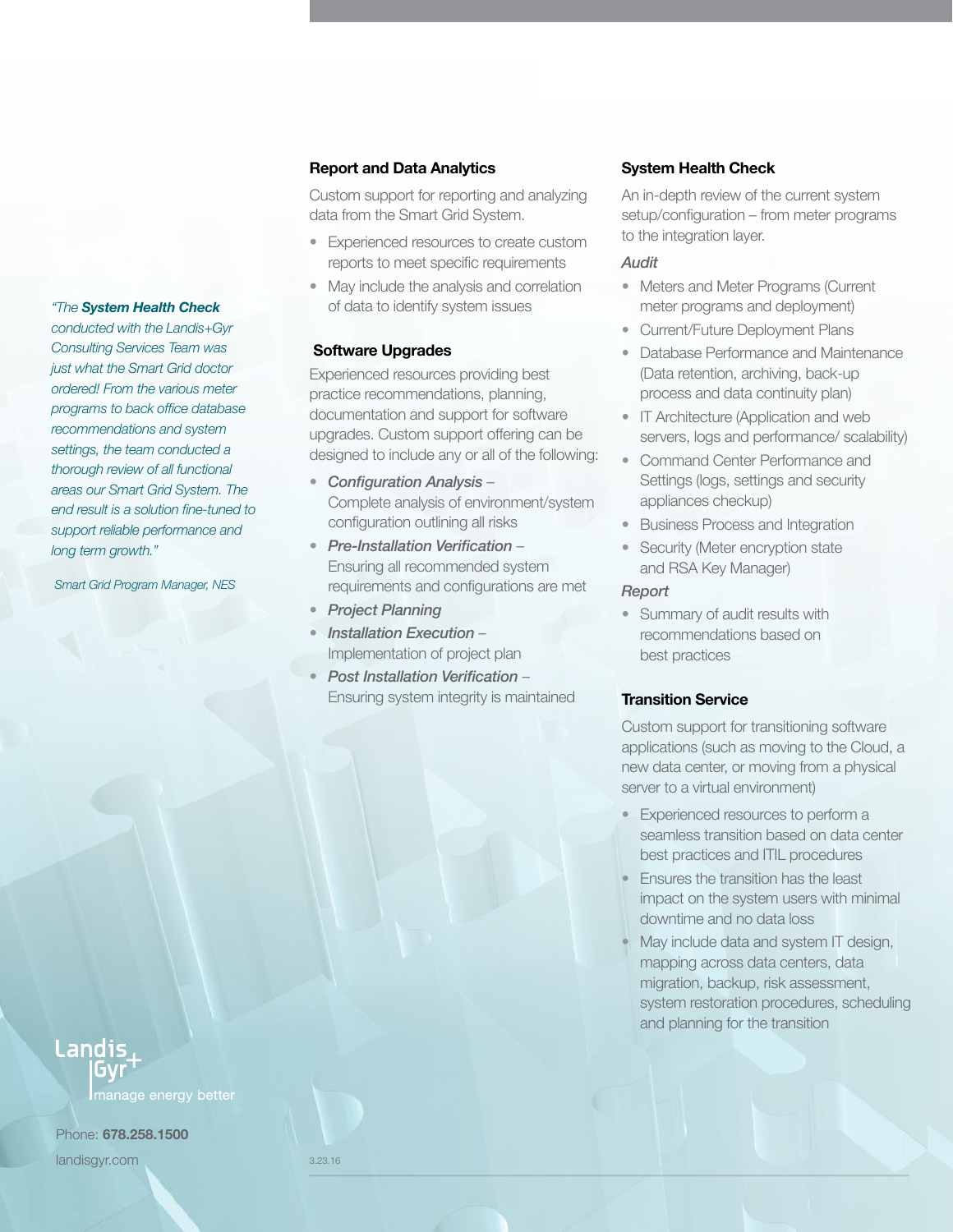*"The **System Health Check** conducted with the Landis+Gyr Consulting Services Team was just what the Smart Grid doctor ordered! From the various meter programs to back office database recommendations and system settings, the team conducted a thorough review of all functional areas our Smart Grid System. The end result is a solution fine-tuned to support reliable performance and long term growth."*

*Smart Grid Program Manager, NES*

### Report and Data Analytics

Custom support for reporting and analyzing data from the Smart Grid System.

- Experienced resources to create custom reports to meet specific requirements
- May include the analysis and correlation of data to identify system issues

### Software Upgrades

Experienced resources providing best practice recommendations, planning, documentation and support for software upgrades. Custom support offering can be designed to include any or all of the following:

- ***Configuration Analysis*** – Complete analysis of environment/system configuration outlining all risks
- ***Pre-Installation Verification*** – Ensuring all recommended system requirements and configurations are met
- ***Project Planning***
- ***Installation Execution*** – Implementation of project plan
- ***Post Installation Verification*** – Ensuring system integrity is maintained

### System Health Check

An in-depth review of the current system setup/configuration – from meter programs to the integration layer.

*Audit*

- Meters and Meter Programs (Current meter programs and deployment)
- Current/Future Deployment Plans
- Database Performance and Maintenance (Data retention, archiving, back-up process and data continuity plan)
- IT Architecture (Application and web servers, logs and performance/ scalability)
- Command Center Performance and Settings (logs, settings and security appliances checkup)
- Business Process and Integration
- Security (Meter encryption state and RSA Key Manager)

*Report*

- Summary of audit results with recommendations based on best practices

### Transition Service

Custom support for transitioning software applications (such as moving to the Cloud, a new data center, or moving from a physical server to a virtual environment)

- Experienced resources to perform a seamless transition based on data center best practices and ITIL procedures
- Ensures the transition has the least impact on the system users with minimal downtime and no data loss
- May include data and system IT design, mapping across data centers, data migration, backup, risk assessment, system restoration procedures, scheduling and planning for the transition

Landis+Gyr
manage energy better

Phone: **678.258.1500**
landisgyr.com

3.23.16